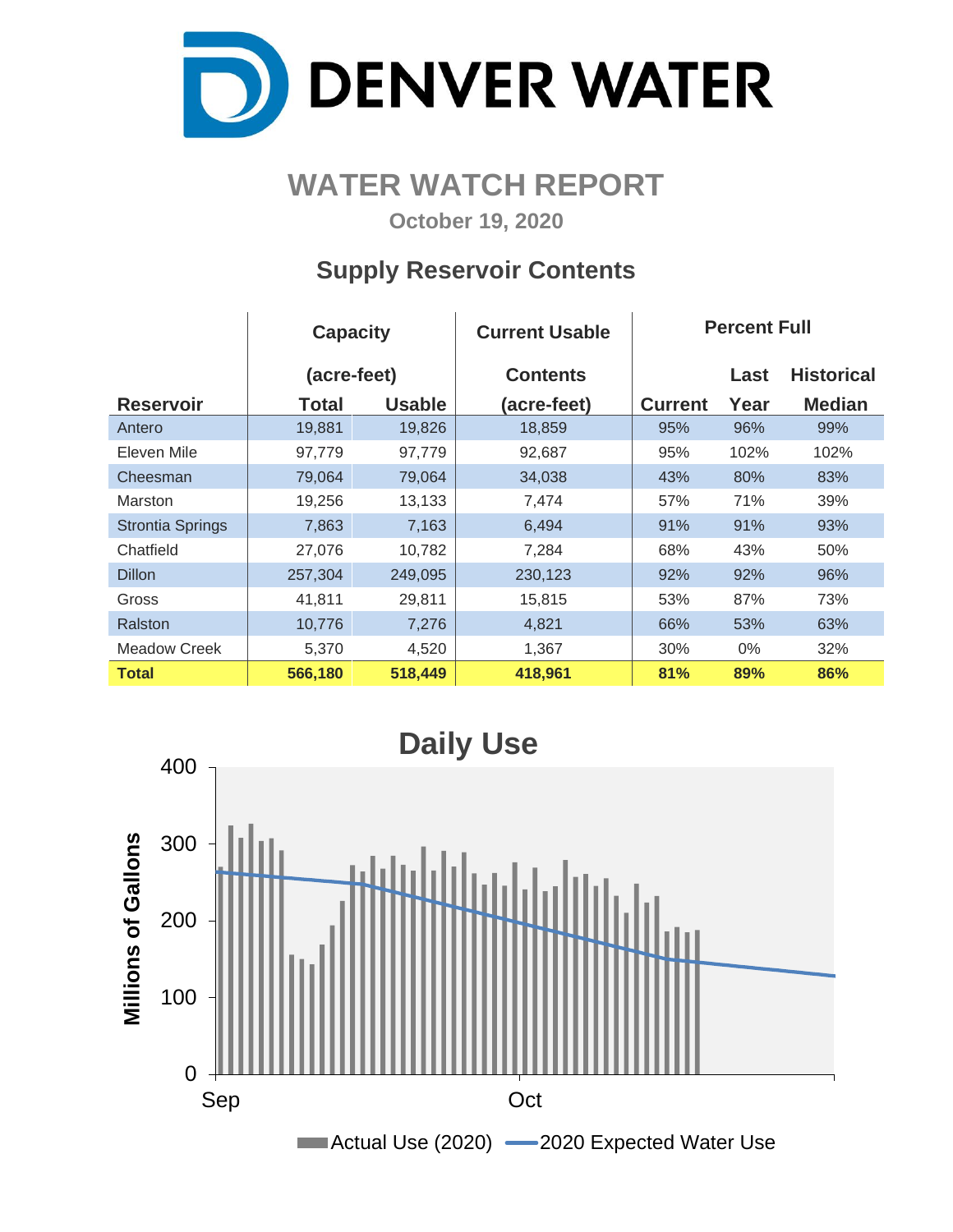# DENVER WATER

## WATER WATCH REPORT

**October 19, 2020**

### Supply Reservoir Contents

| Reservoir | Capacity (acre-feet) Total | Usable | Current Usable Contents (acre-feet) | Percent Full Current | Last Year | Historical Median |
|---|---|---|---|---|---|---|
| Antero | 19,881 | 19,826 | 18,859 | 95% | 96% | 99% |
| Eleven Mile | 97,779 | 97,779 | 92,687 | 95% | 102% | 102% |
| Cheesman | 79,064 | 79,064 | 34,038 | 43% | 80% | 83% |
| Marston | 19,256 | 13,133 | 7,474 | 57% | 71% | 39% |
| Strontia Springs | 7,863 | 7,163 | 6,494 | 91% | 91% | 93% |
| Chatfield | 27,076 | 10,782 | 7,284 | 68% | 43% | 50% |
| Dillon | 257,304 | 249,095 | 230,123 | 92% | 92% | 96% |
| Gross | 41,811 | 29,811 | 15,815 | 53% | 87% | 73% |
| Ralston | 10,776 | 7,276 | 4,821 | 66% | 53% | 63% |
| Meadow Creek | 5,370 | 4,520 | 1,367 | 30% | 0% | 32% |
| **Total** | **566,180** | **518,449** | **418,961** | **81%** | **89%** | **86%** |

### Daily Use

Millions of Gallons (0–400), Sep – Oct

Actual Use (2020) | 2020 Expected Water Use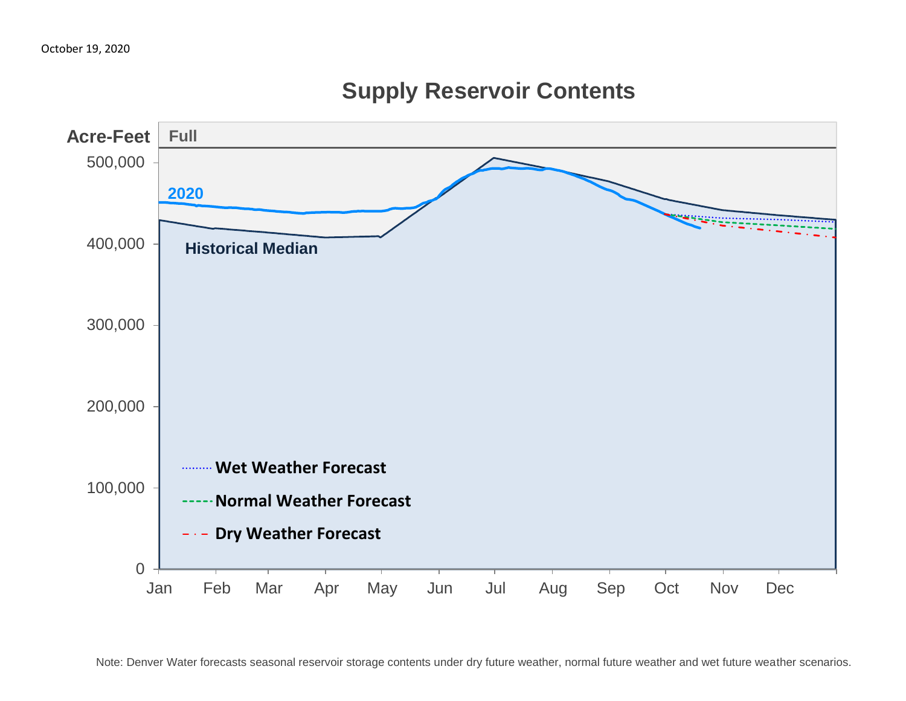October 19, 2020

## Supply Reservoir Contents

Acre-Feet

Full

500,000
400,000
300,000
200,000
100,000
0

2020

Historical Median

Wet Weather Forecast

Normal Weather Forecast

Dry Weather Forecast

Jan Feb Mar Apr May Jun Jul Aug Sep Oct Nov Dec

Note: Denver Water forecasts seasonal reservoir storage contents under dry future weather, normal future weather and wet future weather scenarios.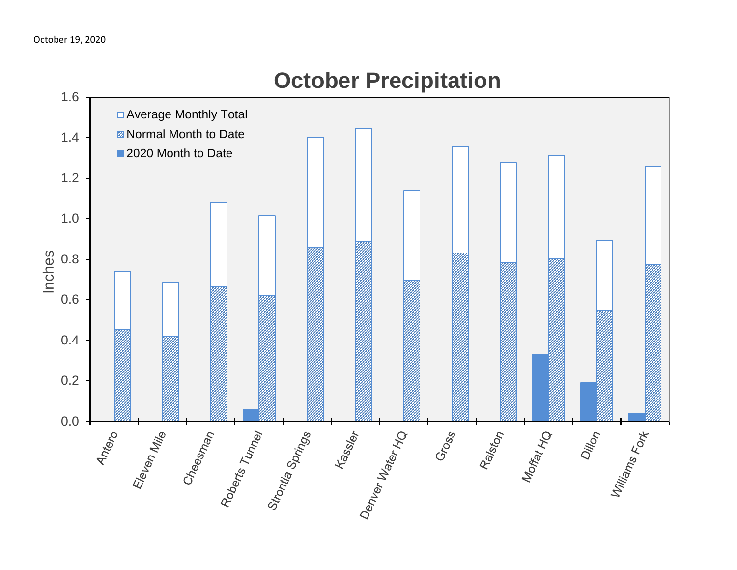October 19, 2020

## October Precipitation

| Location | Average Monthly Total (in) | Normal Month to Date (in) | 2020 Month to Date (in) |
|---|---|---|---|
| Antero | 0.74 | 0.45 | |
| Eleven Mile | 0.69 | 0.42 | |
| Cheesman | 1.08 | 0.66 | |
| Roberts Tunnel | 1.01 | 0.62 | 0.06 |
| Strontia Springs | 1.40 | 0.86 | |
| Kassler | 1.45 | 0.89 | |
| Denver Water HQ | 1.14 | 0.70 | |
| Gross | 1.36 | 0.83 | |
| Ralston | 1.28 | 0.78 | |
| Moffat HQ | 1.31 | 0.80 | 0.33 |
| Dillon | 0.89 | 0.55 | 0.19 |
| Williams Fork | 1.26 | 0.77 | 0.04 |

*Values estimated from chart; y-axis: Inches (0.0–1.6).*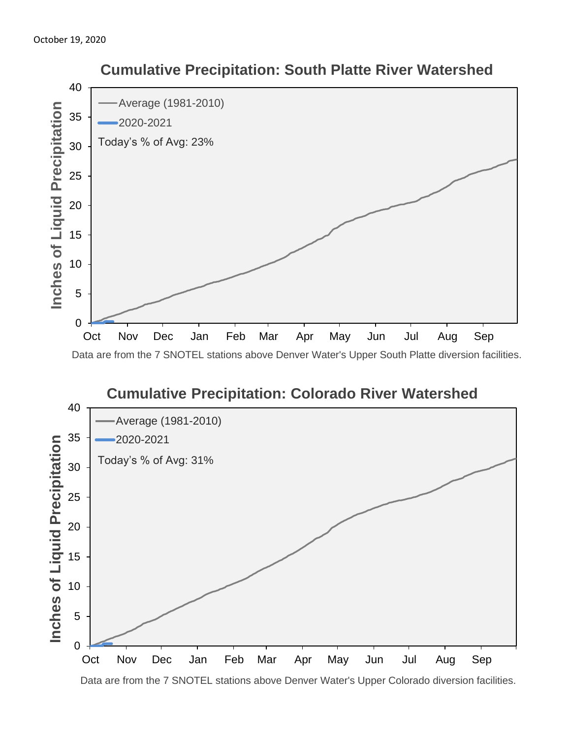October 19, 2020

## Cumulative Precipitation: South Platte River Watershed

Average (1981-2010)

2020-2021

Today's % of Avg: 23%

Inches of Liquid Precipitation

Data are from the 7 SNOTEL stations above Denver Water's Upper South Platte diversion facilities.

## Cumulative Precipitation: Colorado River Watershed

Average (1981-2010)

2020-2021

Today's % of Avg: 31%

Inches of Liquid Precipitation

Data are from the 7 SNOTEL stations above Denver Water's Upper Colorado diversion facilities.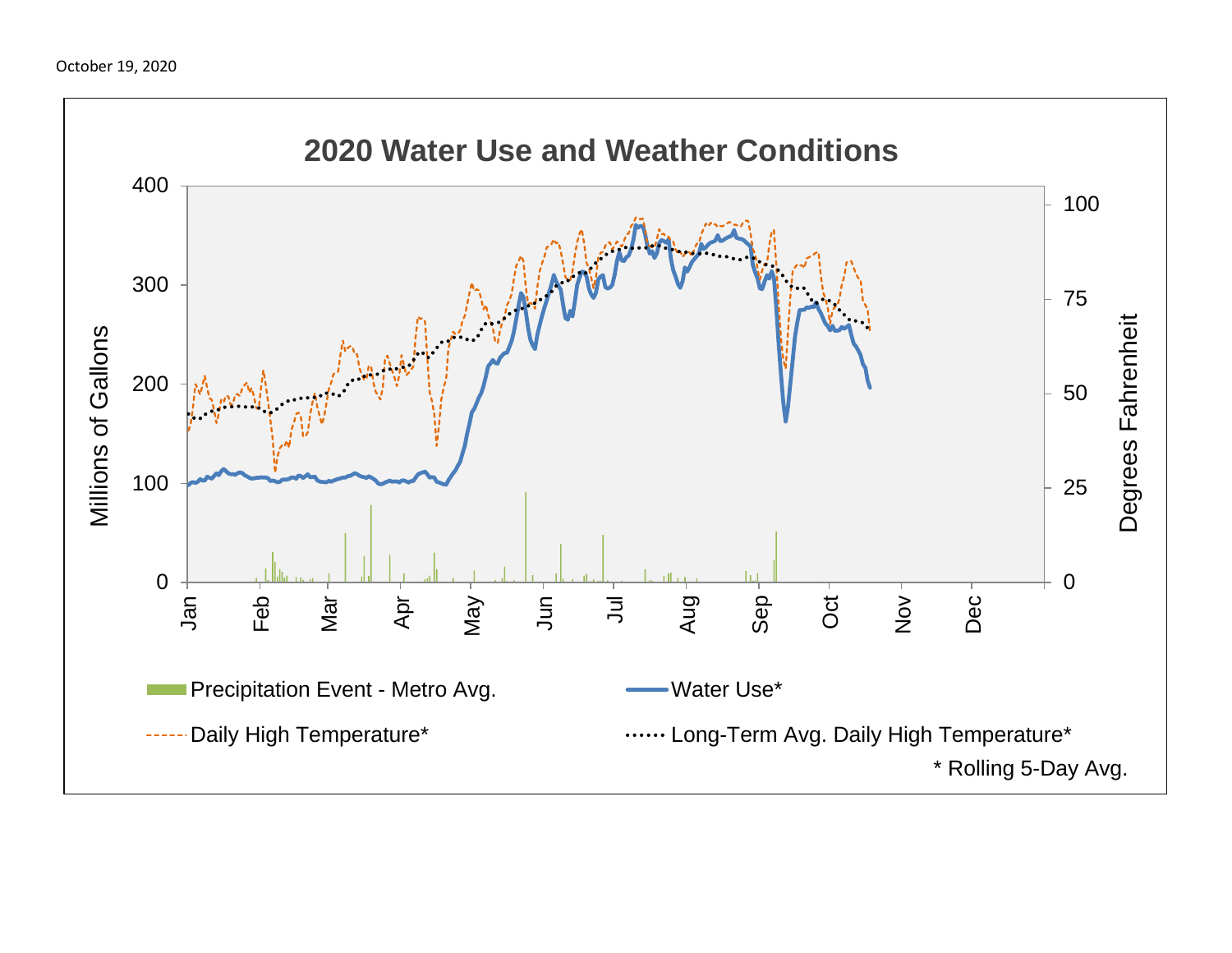October 19, 2020

## 2020 Water Use and Weather Conditions

Millions of Gallons: 0, 100, 200, 300, 400

Degrees Fahrenheit: 0, 25, 50, 75, 100

Jan, Feb, Mar, Apr, May, Jun, Jul, Aug, Sep, Oct, Nov, Dec

Precipitation Event - Metro Avg.

Water Use*

Daily High Temperature*

Long-Term Avg. Daily High Temperature*

* Rolling 5-Day Avg.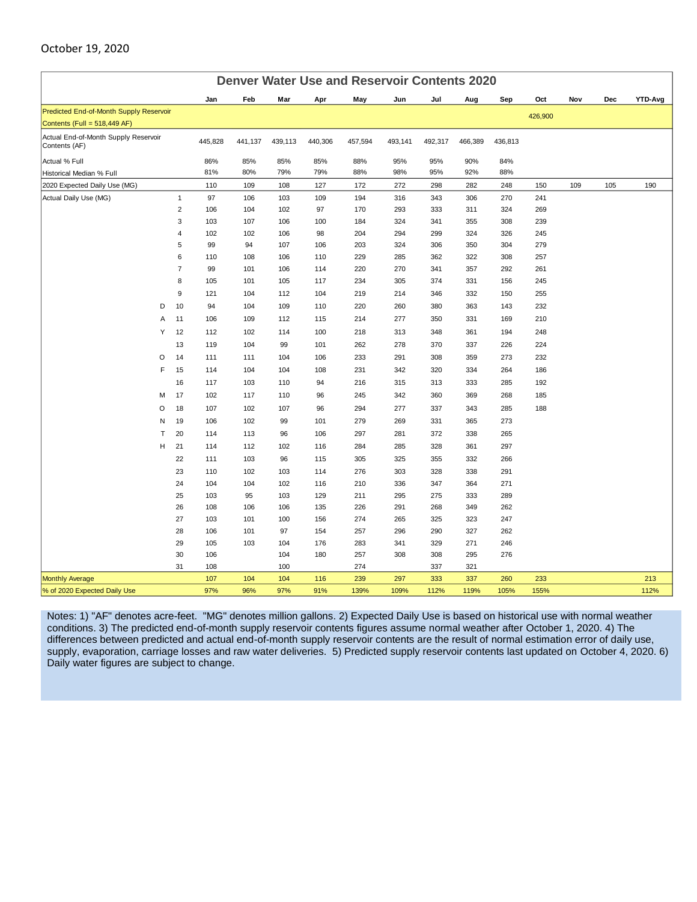October 19, 2020

## Denver Water Use and Reservoir Contents 2020

| | | Jan | Feb | Mar | Apr | May | Jun | Jul | Aug | Sep | Oct | Nov | Dec | YTD-Avg |
|---|---|---|---|---|---|---|---|---|---|---|---|---|---|---|
| Predicted End-of-Month Supply Reservoir Contents (Full = 518,449 AF) | | | | | | | | | | | 426,900 | | | |
| Actual End-of-Month Supply Reservoir Contents (AF) | | 445,828 | 441,137 | 439,113 | 440,306 | 457,594 | 493,141 | 492,317 | 466,389 | 436,813 | | | | |
| Actual % Full | | 86% | 85% | 85% | 85% | 88% | 95% | 95% | 90% | 84% | | | | |
| Historical Median % Full | | 81% | 80% | 79% | 79% | 88% | 98% | 95% | 92% | 88% | | | | |
| 2020 Expected Daily Use (MG) | | 110 | 109 | 108 | 127 | 172 | 272 | 298 | 282 | 248 | 150 | 109 | 105 | 190 |
| Actual Daily Use (MG) | 1 | 97 | 106 | 103 | 109 | 194 | 316 | 343 | 306 | 270 | 241 | | | |
| | 2 | 106 | 104 | 102 | 97 | 170 | 293 | 333 | 311 | 324 | 269 | | | |
| | 3 | 103 | 107 | 106 | 100 | 184 | 324 | 341 | 355 | 308 | 239 | | | |
| | 4 | 102 | 102 | 106 | 98 | 204 | 294 | 299 | 324 | 326 | 245 | | | |
| | 5 | 99 | 94 | 107 | 106 | 203 | 324 | 306 | 350 | 304 | 279 | | | |
| | 6 | 110 | 108 | 106 | 110 | 229 | 285 | 362 | 322 | 308 | 257 | | | |
| | 7 | 99 | 101 | 106 | 114 | 220 | 270 | 341 | 357 | 292 | 261 | | | |
| | 8 | 105 | 101 | 105 | 117 | 234 | 305 | 374 | 331 | 156 | 245 | | | |
| | 9 | 121 | 104 | 112 | 104 | 219 | 214 | 346 | 332 | 150 | 255 | | | |
| D | 10 | 94 | 104 | 109 | 110 | 220 | 260 | 380 | 363 | 143 | 232 | | | |
| A | 11 | 106 | 109 | 112 | 115 | 214 | 277 | 350 | 331 | 169 | 210 | | | |
| Y | 12 | 112 | 102 | 114 | 100 | 218 | 313 | 348 | 361 | 194 | 248 | | | |
| | 13 | 119 | 104 | 99 | 101 | 262 | 278 | 370 | 337 | 226 | 224 | | | |
| O | 14 | 111 | 111 | 104 | 106 | 233 | 291 | 308 | 359 | 273 | 232 | | | |
| F | 15 | 114 | 104 | 104 | 108 | 231 | 342 | 320 | 334 | 264 | 186 | | | |
| | 16 | 117 | 103 | 110 | 94 | 216 | 315 | 313 | 333 | 285 | 192 | | | |
| M | 17 | 102 | 117 | 110 | 96 | 245 | 342 | 360 | 369 | 268 | 185 | | | |
| O | 18 | 107 | 102 | 107 | 96 | 294 | 277 | 337 | 343 | 285 | 188 | | | |
| N | 19 | 106 | 102 | 99 | 101 | 279 | 269 | 331 | 365 | 273 | | | | |
| T | 20 | 114 | 113 | 96 | 106 | 297 | 281 | 372 | 338 | 265 | | | | |
| H | 21 | 114 | 112 | 102 | 116 | 284 | 285 | 328 | 361 | 297 | | | | |
| | 22 | 111 | 103 | 96 | 115 | 305 | 325 | 355 | 332 | 266 | | | | |
| | 23 | 110 | 102 | 103 | 114 | 276 | 303 | 328 | 338 | 291 | | | | |
| | 24 | 104 | 104 | 102 | 116 | 210 | 336 | 347 | 364 | 271 | | | | |
| | 25 | 103 | 95 | 103 | 129 | 211 | 295 | 275 | 333 | 289 | | | | |
| | 26 | 108 | 106 | 106 | 135 | 226 | 291 | 268 | 349 | 262 | | | | |
| | 27 | 103 | 101 | 100 | 156 | 274 | 265 | 325 | 323 | 247 | | | | |
| | 28 | 106 | 101 | 97 | 154 | 257 | 296 | 290 | 327 | 262 | | | | |
| | 29 | 105 | 103 | 104 | 176 | 283 | 341 | 329 | 271 | 246 | | | | |
| | 30 | 106 | | 104 | 180 | 257 | 308 | 308 | 295 | 276 | | | | |
| | 31 | 108 | | 100 | | 274 | | 337 | 321 | | | | | |
| Monthly Average | | 107 | 104 | 104 | 116 | 239 | 297 | 333 | 337 | 260 | 233 | | | 213 |
| % of 2020 Expected Daily Use | | 97% | 96% | 97% | 91% | 139% | 109% | 112% | 119% | 105% | 155% | | | 112% |

Notes: 1) "AF" denotes acre-feet. "MG" denotes million gallons. 2) Expected Daily Use is based on historical use with normal weather conditions. 3) The predicted end-of-month supply reservoir contents figures assume normal weather after October 1, 2020. 4) The differences between predicted and actual end-of-month supply reservoir contents are the result of normal estimation error of daily use, supply, evaporation, carriage losses and raw water deliveries. 5) Predicted supply reservoir contents last updated on October 4, 2020. 6) Daily water figures are subject to change.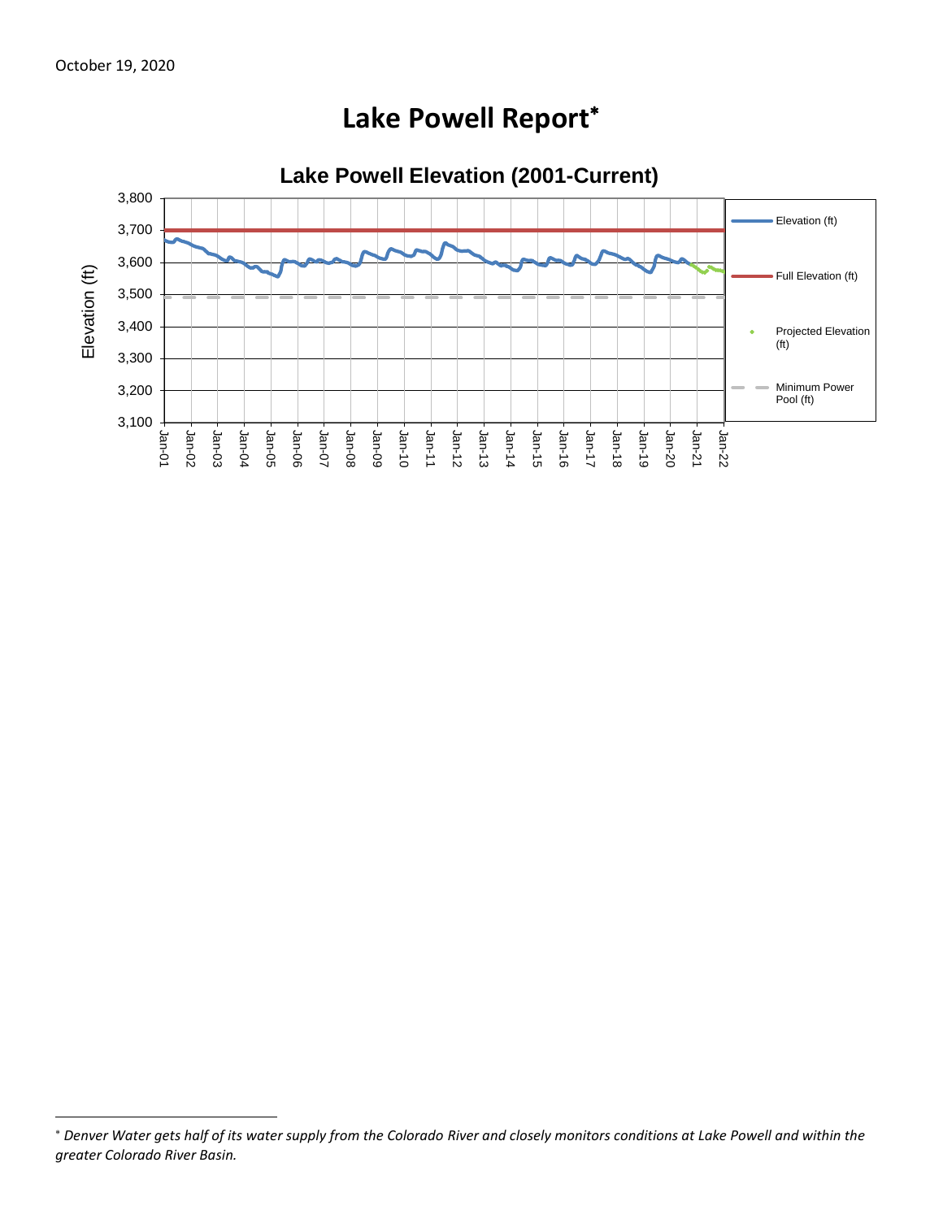October 19, 2020

# Lake Powell Report*

Lake Powell Elevation (2001-Current)

Elevation (ft)

3,800
3,700
3,600
3,500
3,400
3,300
3,200
3,100

Jan-01 Jan-02 Jan-03 Jan-04 Jan-05 Jan-06 Jan-07 Jan-08 Jan-09 Jan-10 Jan-11 Jan-12 Jan-13 Jan-14 Jan-15 Jan-16 Jan-17 Jan-18 Jan-19 Jan-20 Jan-21 Jan-22

Elevation (ft)

Full Elevation (ft)

Projected Elevation (ft)

Minimum Power Pool (ft)

---

* *Denver Water gets half of its water supply from the Colorado River and closely monitors conditions at Lake Powell and within the greater Colorado River Basin.*